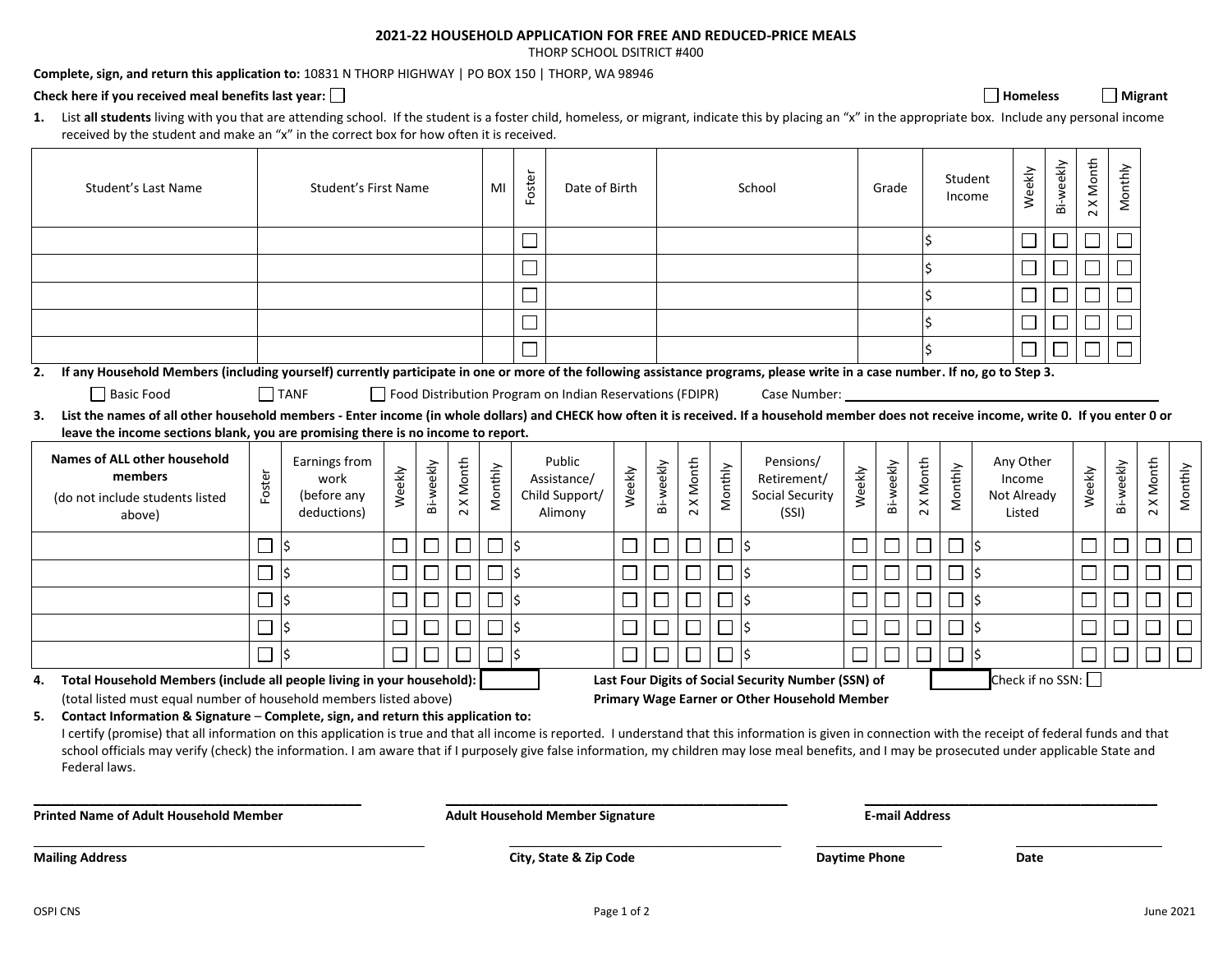# 2021-22 HOUSEHOLD APPLICATION FOR FREE AND REDUCED-PRICE MEALS

THORP SCHOOL DSISTRICT #400

**Complete, sign, and return this application to:** 10831 N THORP HIGHWAY | PO BOX 150 | THORP, WA 98946

**Check here if you received meal benefits last year:** ☐ ☐ **Homeless** ☐ **Migrant**

**1.** List **all students** living with you that are attending school. If the student is a foster child, homeless, or migrant, indicate this by placing an "x" in the appropriate box. Include any personal income received by the student and make an "x" in the correct box for how often it is received.

| Student's Last Name | Student's First Name | MI | Foster | Date of Birth | School | Grade | Student Income | Weekly | Bi-weekly | 2 X Month | Monthly |
|---|---|---|---|---|---|---|---|---|---|---|---|
| | | | ☐ | | | | $ | ☐ | ☐ | ☐ | ☐ |
| | | | ☐ | | | | $ | ☐ | ☐ | ☐ | ☐ |
| | | | ☐ | | | | $ | ☐ | ☐ | ☐ | ☐ |
| | | | ☐ | | | | $ | ☐ | ☐ | ☐ | ☐ |
| | | | ☐ | | | | $ | ☐ | ☐ | ☐ | ☐ |

**2. If any Household Members (including yourself) currently participate in one or more of the following assistance programs, please write in a case number. If no, go to Step 3.**

☐ Basic Food ☐ TANF ☐ Food Distribution Program on Indian Reservations (FDIPR) Case Number: ____________________

**3. List the names of all other household members - Enter income (in whole dollars) and CHECK how often it is received. If a household member does not receive income, write 0. If you enter 0 or leave the income sections blank, you are promising there is no income to report.**

| **Names of ALL other household members** (do not include students listed above) | Foster | Earnings from work (before any deductions) | Weekly | Bi-weekly | 2 X Month | Monthly | Public Assistance/ Child Support/ Alimony | Weekly | Bi-weekly | 2 X Month | Monthly | Pensions/ Retirement/ Social Security (SSI) | Weekly | Bi-weekly | 2 X Month | Monthly | Any Other Income Not Already Listed | Weekly | Bi-weekly | 2 X Month | Monthly |
|---|---|---|---|---|---|---|---|---|---|---|---|---|---|---|---|---|---|---|---|---|---|
| | ☐ | $ | ☐ | ☐ | ☐ | ☐ | $ | ☐ | ☐ | ☐ | ☐ | $ | ☐ | ☐ | ☐ | ☐ | $ | ☐ | ☐ | ☐ | ☐ |
| | ☐ | $ | ☐ | ☐ | ☐ | ☐ | $ | ☐ | ☐ | ☐ | ☐ | $ | ☐ | ☐ | ☐ | ☐ | $ | ☐ | ☐ | ☐ | ☐ |
| | ☐ | $ | ☐ | ☐ | ☐ | ☐ | $ | ☐ | ☐ | ☐ | ☐ | $ | ☐ | ☐ | ☐ | ☐ | $ | ☐ | ☐ | ☐ | ☐ |
| | ☐ | $ | ☐ | ☐ | ☐ | ☐ | $ | ☐ | ☐ | ☐ | ☐ | $ | ☐ | ☐ | ☐ | ☐ | $ | ☐ | ☐ | ☐ | ☐ |
| | ☐ | $ | ☐ | ☐ | ☐ | ☐ | $ | ☐ | ☐ | ☐ | ☐ | $ | ☐ | ☐ | ☐ | ☐ | $ | ☐ | ☐ | ☐ | ☐ |

**4. Total Household Members (include all people living in your household):** ______ **Last Four Digits of Social Security Number (SSN) of Primary Wage Earner or Other Household Member** ______ Check if no SSN: ☐

(total listed must equal number of household members listed above)

**5. Contact Information & Signature** – **Complete, sign, and return this application to:**

I certify (promise) that all information on this application is true and that all income is reported. I understand that this information is given in connection with the receipt of federal funds and that school officials may verify (check) the information. I am aware that if I purposely give false information, my children may lose meal benefits, and I may be prosecuted under applicable State and Federal laws.

______________________________ ______________________________ ______________________________
**Printed Name of Adult Household Member** **Adult Household Member Signature** **E-mail Address**

______________________________ ______________________________ ______________ ______________
**Mailing Address** **City, State & Zip Code** **Daytime Phone** **Date**

OSPI CNS June 2021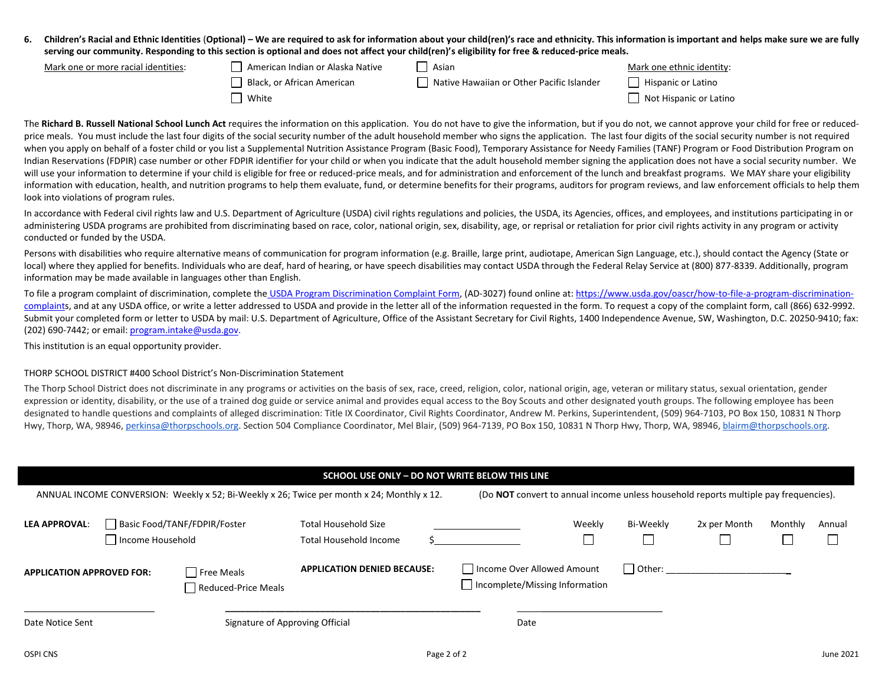**6. Children's Racial and Ethnic Identities (Optional) – We are required to ask for information about your child(ren)'s race and ethnicity. This information is important and helps make sure we are fully serving our community. Responding to this section is optional and does not affect your child(ren)'s eligibility for free & reduced-price meals.**

Mark one or more racial identities:

- ☐ American Indian or Alaska Native
- ☐ Asian
- ☐ Black, or African American
- ☐ Native Hawaiian or Other Pacific Islander
- ☐ White

Mark one ethnic identity:

- ☐ Hispanic or Latino
- ☐ Not Hispanic or Latino

The **Richard B. Russell National School Lunch Act** requires the information on this application. You do not have to give the information, but if you do not, we cannot approve your child for free or reduced-price meals. You must include the last four digits of the social security number of the adult household member who signs the application. The last four digits of the social security number is not required when you apply on behalf of a foster child or you list a Supplemental Nutrition Assistance Program (Basic Food), Temporary Assistance for Needy Families (TANF) Program or Food Distribution Program on Indian Reservations (FDPIR) case number or other FDPIR identifier for your child or when you indicate that the adult household member signing the application does not have a social security number. We will use your information to determine if your child is eligible for free or reduced-price meals, and for administration and enforcement of the lunch and breakfast programs. We MAY share your eligibility information with education, health, and nutrition programs to help them evaluate, fund, or determine benefits for their programs, auditors for program reviews, and law enforcement officials to help them look into violations of program rules.

In accordance with Federal civil rights law and U.S. Department of Agriculture (USDA) civil rights regulations and policies, the USDA, its Agencies, offices, and employees, and institutions participating in or administering USDA programs are prohibited from discriminating based on race, color, national origin, sex, disability, age, or reprisal or retaliation for prior civil rights activity in any program or activity conducted or funded by the USDA.

Persons with disabilities who require alternative means of communication for program information (e.g. Braille, large print, audiotape, American Sign Language, etc.), should contact the Agency (State or local) where they applied for benefits. Individuals who are deaf, hard of hearing, or have speech disabilities may contact USDA through the Federal Relay Service at (800) 877-8339. Additionally, program information may be made available in languages other than English.

To file a program complaint of discrimination, complete the USDA Program Discrimination Complaint Form, (AD-3027) found online at: https://www.usda.gov/oascr/how-to-file-a-program-discrimination-complaints, and at any USDA office, or write a letter addressed to USDA and provide in the letter all of the information requested in the form. To request a copy of the complaint form, call (866) 632-9992. Submit your completed form or letter to USDA by mail: U.S. Department of Agriculture, Office of the Assistant Secretary for Civil Rights, 1400 Independence Avenue, SW, Washington, D.C. 20250-9410; fax: (202) 690-7442; or email: program.intake@usda.gov.

This institution is an equal opportunity provider.

THORP SCHOOL DISTRICT #400 School District's Non-Discrimination Statement

The Thorp School District does not discriminate in any programs or activities on the basis of sex, race, creed, religion, color, national origin, age, veteran or military status, sexual orientation, gender expression or identity, disability, or the use of a trained dog guide or service animal and provides equal access to the Boy Scouts and other designated youth groups. The following employee has been designated to handle questions and complaints of alleged discrimination: Title IX Coordinator, Civil Rights Coordinator, Andrew M. Perkins, Superintendent, (509) 964-7103, PO Box 150, 10831 N Thorp Hwy, Thorp, WA, 98946, perkinsa@thorpschools.org. Section 504 Compliance Coordinator, Mel Blair, (509) 964-7139, PO Box 150, 10831 N Thorp Hwy, Thorp, WA, 98946, blairm@thorpschools.org.

**SCHOOL USE ONLY – DO NOT WRITE BELOW THIS LINE**

ANNUAL INCOME CONVERSION: Weekly x 52; Bi-Weekly x 26; Twice per month x 24; Monthly x 12. (Do **NOT** convert to annual income unless household reports multiple pay frequencies).

**LEA APPROVAL**: ☐ Basic Food/TANF/FDPIR/Foster ☐ Income Household

Total Household Size ____________

Total Household Income $____________

☐ Weekly ☐ Bi-Weekly ☐ 2x per Month ☐ Monthly ☐ Annual

**APPLICATION APPROVED FOR:** ☐ Free Meals ☐ Reduced-Price Meals

**APPLICATION DENIED BECAUSE:** ☐ Income Over Allowed Amount ☐ Incomplete/Missing Information ☐ Other: ____________________

____________________ Date Notice Sent

____________________ Signature of Approving Official

____________________ Date

OSPI CNS

June 2021